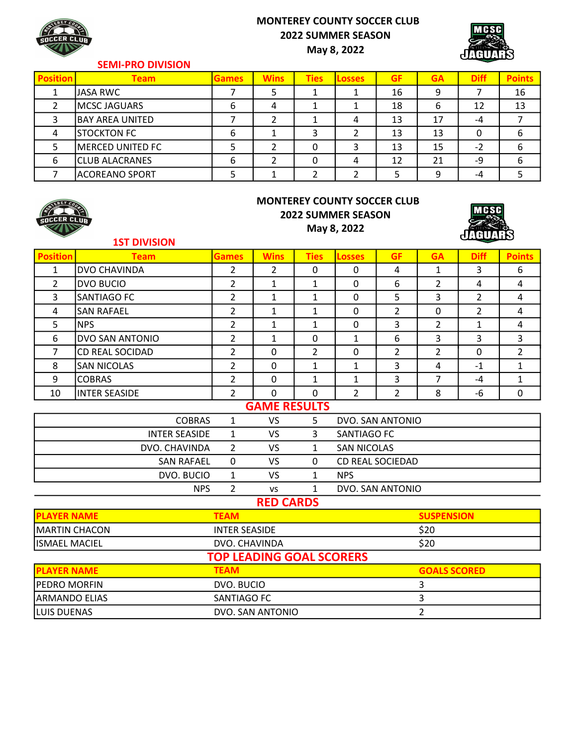# MONTEREY COUNTY SOCCER CLUB
## 2022 SUMMER SEASON
### May 8, 2022

## SEMI-PRO DIVISION

| Position | Team | Games | Wins | Ties | Losses | GF | GA | Diff | Points |
|---|---|---|---|---|---|---|---|---|---|
| 1 | JASA RWC | 7 | 5 | 1 | 1 | 16 | 9 | 7 | 16 |
| 2 | MCSC JAGUARS | 6 | 4 | 1 | 1 | 18 | 6 | 12 | 13 |
| 3 | BAY AREA UNITED | 7 | 2 | 1 | 4 | 13 | 17 | -4 | 7 |
| 4 | STOCKTON FC | 6 | 1 | 3 | 2 | 13 | 13 | 0 | 6 |
| 5 | MERCED UNITED FC | 5 | 2 | 0 | 3 | 13 | 15 | -2 | 6 |
| 6 | CLUB ALACRANES | 6 | 2 | 0 | 4 | 12 | 21 | -9 | 6 |
| 7 | ACOREANO SPORT | 5 | 1 | 2 | 2 | 5 | 9 | -4 | 5 |

# MONTEREY COUNTY SOCCER CLUB
## 2022 SUMMER SEASON
### May 8, 2022

## 1ST DIVISION

| Position | Team | Games | Wins | Ties | Losses | GF | GA | Diff | Points |
|---|---|---|---|---|---|---|---|---|---|
| 1 | DVO CHAVINDA | 2 | 2 | 0 | 0 | 4 | 1 | 3 | 6 |
| 2 | DVO BUCIO | 2 | 1 | 1 | 0 | 6 | 2 | 4 | 4 |
| 3 | SANTIAGO FC | 2 | 1 | 1 | 0 | 5 | 3 | 2 | 4 |
| 4 | SAN RAFAEL | 2 | 1 | 1 | 0 | 2 | 0 | 2 | 4 |
| 5 | NPS | 2 | 1 | 1 | 0 | 3 | 2 | 1 | 4 |
| 6 | DVO SAN ANTONIO | 2 | 1 | 0 | 1 | 6 | 3 | 3 | 3 |
| 7 | CD REAL SOCIDAD | 2 | 0 | 2 | 0 | 2 | 2 | 0 | 2 |
| 8 | SAN NICOLAS | 2 | 0 | 1 | 1 | 3 | 4 | -1 | 1 |
| 9 | COBRAS | 2 | 0 | 1 | 1 | 3 | 7 | -4 | 1 |
| 10 | INTER SEASIDE | 2 | 0 | 0 | 2 | 2 | 8 | -6 | 0 |

## GAME RESULTS

| | | | | |
|---|---|---|---|---|
| COBRAS | 1 | VS | 5 | DVO. SAN ANTONIO |
| INTER SEASIDE | 1 | VS | 3 | SANTIAGO FC |
| DVO. CHAVINDA | 2 | VS | 1 | SAN NICOLAS |
| SAN RAFAEL | 0 | VS | 0 | CD REAL SOCIEDAD |
| DVO. BUCIO | 1 | VS | 1 | NPS |
| NPS | 2 | vs | 1 | DVO. SAN ANTONIO |

## RED CARDS

| PLAYER NAME | TEAM | SUSPENSION |
|---|---|---|
| MARTIN CHACON | INTER SEASIDE | $20 |
| ISMAEL MACIEL | DVO. CHAVINDA | $20 |

## TOP LEADING GOAL SCORERS

| PLAYER NAME | TEAM | GOALS SCORED |
|---|---|---|
| PEDRO MORFIN | DVO. BUCIO | 3 |
| ARMANDO ELIAS | SANTIAGO FC | 3 |
| LUIS DUENAS | DVO. SAN ANTONIO | 2 |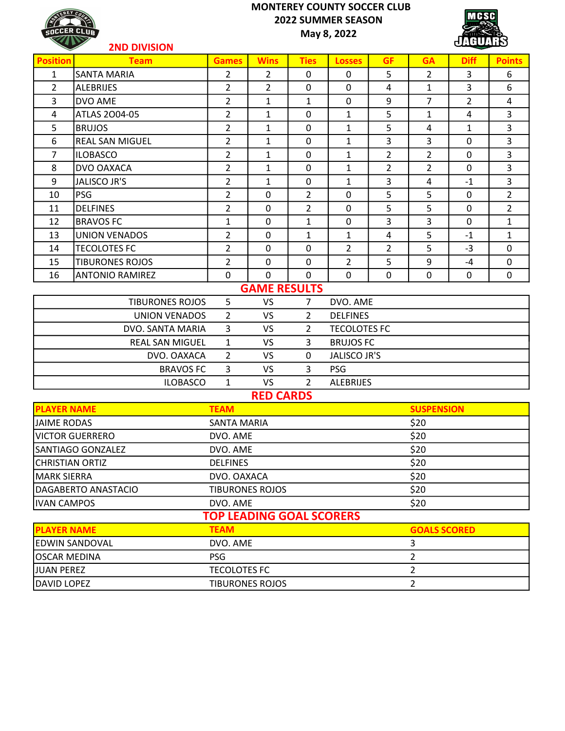# MONTEREY COUNTY SOCCER CLUB
## 2022 SUMMER SEASON
May 8, 2022

## 2ND DIVISION

| Position | Team | Games | Wins | Ties | Losses | GF | GA | Diff | Points |
|---|---|---|---|---|---|---|---|---|---|
| 1 | SANTA MARIA | 2 | 2 | 0 | 0 | 5 | 2 | 3 | 6 |
| 2 | ALEBRIJES | 2 | 2 | 0 | 0 | 4 | 1 | 3 | 6 |
| 3 | DVO AME | 2 | 1 | 1 | 0 | 9 | 7 | 2 | 4 |
| 4 | ATLAS 2004-05 | 2 | 1 | 0 | 1 | 5 | 1 | 4 | 3 |
| 5 | BRUJOS | 2 | 1 | 0 | 1 | 5 | 4 | 1 | 3 |
| 6 | REAL SAN MIGUEL | 2 | 1 | 0 | 1 | 3 | 3 | 0 | 3 |
| 7 | ILOBASCO | 2 | 1 | 0 | 1 | 2 | 2 | 0 | 3 |
| 8 | DVO OAXACA | 2 | 1 | 0 | 1 | 2 | 2 | 0 | 3 |
| 9 | JALISCO JR'S | 2 | 1 | 0 | 1 | 3 | 4 | -1 | 3 |
| 10 | PSG | 2 | 0 | 2 | 0 | 5 | 5 | 0 | 2 |
| 11 | DELFINES | 2 | 0 | 2 | 0 | 5 | 5 | 0 | 2 |
| 12 | BRAVOS FC | 1 | 0 | 1 | 0 | 3 | 3 | 0 | 1 |
| 13 | UNION VENADOS | 2 | 0 | 1 | 1 | 4 | 5 | -1 | 1 |
| 14 | TECOLOTES FC | 2 | 0 | 0 | 2 | 2 | 5 | -3 | 0 |
| 15 | TIBURONES ROJOS | 2 | 0 | 0 | 2 | 5 | 9 | -4 | 0 |
| 16 | ANTONIO RAMIREZ | 0 | 0 | 0 | 0 | 0 | 0 | 0 | 0 |

## GAME RESULTS

| | | | | |
|---|---|---|---|---|
| TIBURONES ROJOS | 5 | VS | 7 | DVO. AME |
| UNION VENADOS | 2 | VS | 2 | DELFINES |
| DVO. SANTA MARIA | 3 | VS | 2 | TECOLOTES FC |
| REAL SAN MIGUEL | 1 | VS | 3 | BRUJOS FC |
| DVO. OAXACA | 2 | VS | 0 | JALISCO JR'S |
| BRAVOS FC | 3 | VS | 3 | PSG |
| ILOBASCO | 1 | VS | 2 | ALEBRIJES |

## RED CARDS

| PLAYER NAME | TEAM | SUSPENSION |
|---|---|---|
| JAIME RODAS | SANTA MARIA | $20 |
| VICTOR GUERRERO | DVO. AME | $20 |
| SANTIAGO GONZALEZ | DVO. AME | $20 |
| CHRISTIAN ORTIZ | DELFINES | $20 |
| MARK SIERRA | DVO. OAXACA | $20 |
| DAGABERTO ANASTACIO | TIBURONES ROJOS | $20 |
| IVAN CAMPOS | DVO. AME | $20 |

## TOP LEADING GOAL SCORERS

| PLAYER NAME | TEAM | GOALS SCORED |
|---|---|---|
| EDWIN SANDOVAL | DVO. AME | 3 |
| OSCAR MEDINA | PSG | 2 |
| JUAN PEREZ | TECOLOTES FC | 2 |
| DAVID LOPEZ | TIBURONES ROJOS | 2 |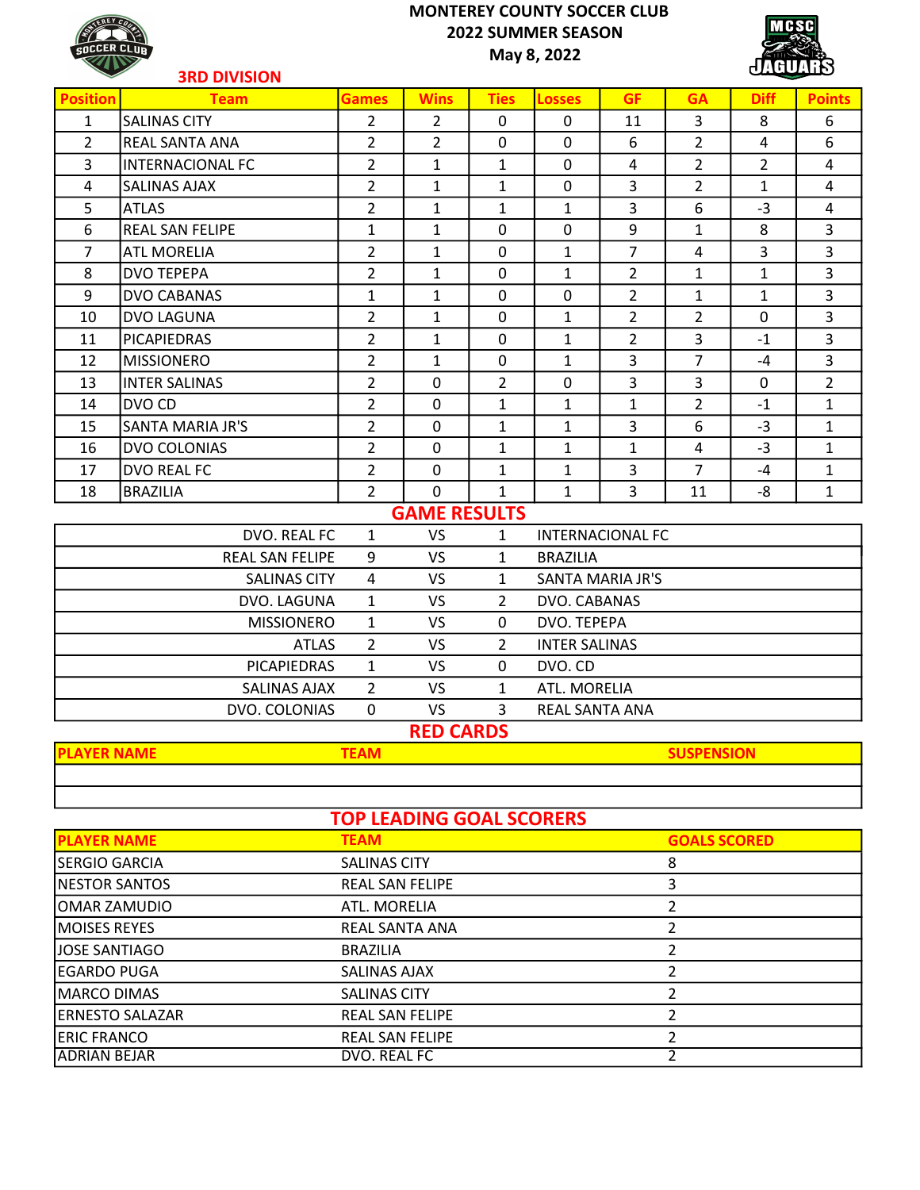# MONTEREY COUNTY SOCCER CLUB
## 2022 SUMMER SEASON
### May 8, 2022

### 3RD DIVISION

| Position | Team | Games | Wins | Ties | Losses | GF | GA | Diff | Points |
|---|---|---|---|---|---|---|---|---|---|
| 1 | SALINAS CITY | 2 | 2 | 0 | 0 | 11 | 3 | 8 | 6 |
| 2 | REAL SANTA ANA | 2 | 2 | 0 | 0 | 6 | 2 | 4 | 6 |
| 3 | INTERNACIONAL FC | 2 | 1 | 1 | 0 | 4 | 2 | 2 | 4 |
| 4 | SALINAS AJAX | 2 | 1 | 1 | 0 | 3 | 2 | 1 | 4 |
| 5 | ATLAS | 2 | 1 | 1 | 1 | 3 | 6 | -3 | 4 |
| 6 | REAL SAN FELIPE | 1 | 1 | 0 | 0 | 9 | 1 | 8 | 3 |
| 7 | ATL MORELIA | 2 | 1 | 0 | 1 | 7 | 4 | 3 | 3 |
| 8 | DVO TEPEPA | 2 | 1 | 0 | 1 | 2 | 1 | 1 | 3 |
| 9 | DVO CABANAS | 1 | 1 | 0 | 0 | 2 | 1 | 1 | 3 |
| 10 | DVO LAGUNA | 2 | 1 | 0 | 1 | 2 | 2 | 0 | 3 |
| 11 | PICAPIEDRAS | 2 | 1 | 0 | 1 | 2 | 3 | -1 | 3 |
| 12 | MISSIONERO | 2 | 1 | 0 | 1 | 3 | 7 | -4 | 3 |
| 13 | INTER SALINAS | 2 | 0 | 2 | 0 | 3 | 3 | 0 | 2 |
| 14 | DVO CD | 2 | 0 | 1 | 1 | 1 | 2 | -1 | 1 |
| 15 | SANTA MARIA JR'S | 2 | 0 | 1 | 1 | 3 | 6 | -3 | 1 |
| 16 | DVO COLONIAS | 2 | 0 | 1 | 1 | 1 | 4 | -3 | 1 |
| 17 | DVO REAL FC | 2 | 0 | 1 | 1 | 3 | 7 | -4 | 1 |
| 18 | BRAZILIA | 2 | 0 | 1 | 1 | 3 | 11 | -8 | 1 |

## GAME RESULTS

| Home | Score | | Score | Away |
|---|---|---|---|---|
| DVO. REAL FC | 1 | VS | 1 | INTERNACIONAL FC |
| REAL SAN FELIPE | 9 | VS | 1 | BRAZILIA |
| SALINAS CITY | 4 | VS | 1 | SANTA MARIA JR'S |
| DVO. LAGUNA | 1 | VS | 2 | DVO. CABANAS |
| MISSIONERO | 1 | VS | 0 | DVO. TEPEPA |
| ATLAS | 2 | VS | 2 | INTER SALINAS |
| PICAPIEDRAS | 1 | VS | 0 | DVO. CD |
| SALINAS AJAX | 2 | VS | 1 | ATL. MORELIA |
| DVO. COLONIAS | 0 | VS | 3 | REAL SANTA ANA |

## RED CARDS

| PLAYER NAME | TEAM | SUSPENSION |
|---|---|---|
| | | |
| | | |

## TOP LEADING GOAL SCORERS

| PLAYER NAME | TEAM | GOALS SCORED |
|---|---|---|
| SERGIO GARCIA | SALINAS CITY | 8 |
| NESTOR SANTOS | REAL SAN FELIPE | 3 |
| OMAR ZAMUDIO | ATL. MORELIA | 2 |
| MOISES REYES | REAL SANTA ANA | 2 |
| JOSE SANTIAGO | BRAZILIA | 2 |
| EGARDO PUGA | SALINAS AJAX | 2 |
| MARCO DIMAS | SALINAS CITY | 2 |
| ERNESTO SALAZAR | REAL SAN FELIPE | 2 |
| ERIC FRANCO | REAL SAN FELIPE | 2 |
| ADRIAN BEJAR | DVO. REAL FC | 2 |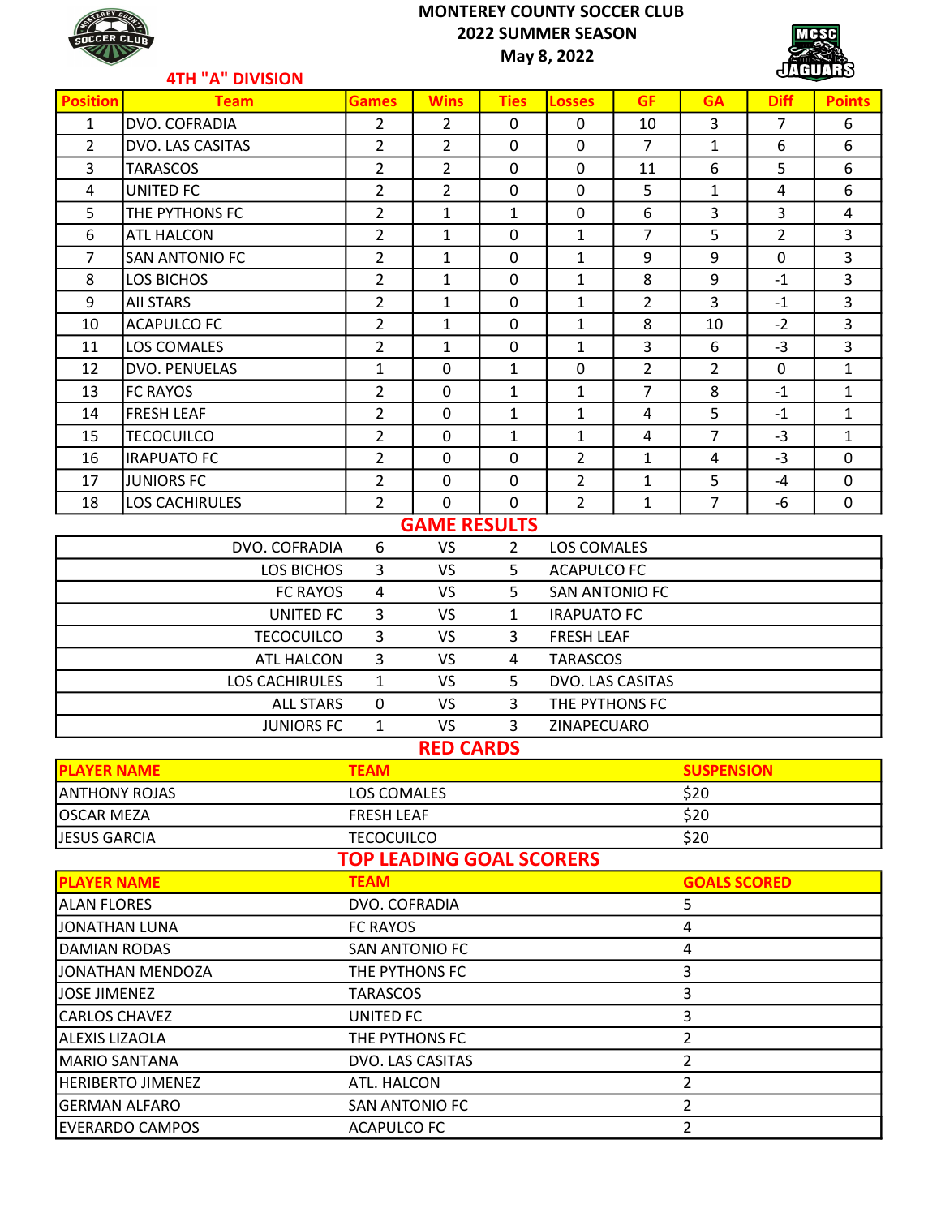# MONTEREY COUNTY SOCCER CLUB
## 2022 SUMMER SEASON
### May 8, 2022

## 4TH "A" DIVISION

| Position | Team | Games | Wins | Ties | Losses | GF | GA | Diff | Points |
|---|---|---|---|---|---|---|---|---|---|
| 1 | DVO. COFRADIA | 2 | 2 | 0 | 0 | 10 | 3 | 7 | 6 |
| 2 | DVO. LAS CASITAS | 2 | 2 | 0 | 0 | 7 | 1 | 6 | 6 |
| 3 | TARASCOS | 2 | 2 | 0 | 0 | 11 | 6 | 5 | 6 |
| 4 | UNITED FC | 2 | 2 | 0 | 0 | 5 | 1 | 4 | 6 |
| 5 | THE PYTHONS FC | 2 | 1 | 1 | 0 | 6 | 3 | 3 | 4 |
| 6 | ATL HALCON | 2 | 1 | 0 | 1 | 7 | 5 | 2 | 3 |
| 7 | SAN ANTONIO FC | 2 | 1 | 0 | 1 | 9 | 9 | 0 | 3 |
| 8 | LOS BICHOS | 2 | 1 | 0 | 1 | 8 | 9 | -1 | 3 |
| 9 | All STARS | 2 | 1 | 0 | 1 | 2 | 3 | -1 | 3 |
| 10 | ACAPULCO FC | 2 | 1 | 0 | 1 | 8 | 10 | -2 | 3 |
| 11 | LOS COMALES | 2 | 1 | 0 | 1 | 3 | 6 | -3 | 3 |
| 12 | DVO. PENUELAS | 1 | 0 | 1 | 0 | 2 | 2 | 0 | 1 |
| 13 | FC RAYOS | 2 | 0 | 1 | 1 | 7 | 8 | -1 | 1 |
| 14 | FRESH LEAF | 2 | 0 | 1 | 1 | 4 | 5 | -1 | 1 |
| 15 | TECOCUILCO | 2 | 0 | 1 | 1 | 4 | 7 | -3 | 1 |
| 16 | IRAPUATO FC | 2 | 0 | 0 | 2 | 1 | 4 | -3 | 0 |
| 17 | JUNIORS FC | 2 | 0 | 0 | 2 | 1 | 5 | -4 | 0 |
| 18 | LOS CACHIRULES | 2 | 0 | 0 | 2 | 1 | 7 | -6 | 0 |

## GAME RESULTS

| Home | Score | | Score | Away |
|---|---|---|---|---|
| DVO. COFRADIA | 6 | VS | 2 | LOS COMALES |
| LOS BICHOS | 3 | VS | 5 | ACAPULCO FC |
| FC RAYOS | 4 | VS | 5 | SAN ANTONIO FC |
| UNITED FC | 3 | VS | 1 | IRAPUATO FC |
| TECOCUILCO | 3 | VS | 3 | FRESH LEAF |
| ATL HALCON | 3 | VS | 4 | TARASCOS |
| LOS CACHIRULES | 1 | VS | 5 | DVO. LAS CASITAS |
| ALL STARS | 0 | VS | 3 | THE PYTHONS FC |
| JUNIORS FC | 1 | VS | 3 | ZINAPECUARO |

## RED CARDS

| PLAYER NAME | TEAM | SUSPENSION |
|---|---|---|
| ANTHONY ROJAS | LOS COMALES | $20 |
| OSCAR MEZA | FRESH LEAF | $20 |
| JESUS GARCIA | TECOCUILCO | $20 |

## TOP LEADING GOAL SCORERS

| PLAYER NAME | TEAM | GOALS SCORED |
|---|---|---|
| ALAN FLORES | DVO. COFRADIA | 5 |
| JONATHAN LUNA | FC RAYOS | 4 |
| DAMIAN RODAS | SAN ANTONIO FC | 4 |
| JONATHAN MENDOZA | THE PYTHONS FC | 3 |
| JOSE JIMENEZ | TARASCOS | 3 |
| CARLOS CHAVEZ | UNITED FC | 3 |
| ALEXIS LIZAOLA | THE PYTHONS FC | 2 |
| MARIO SANTANA | DVO. LAS CASITAS | 2 |
| HERIBERTO JIMENEZ | ATL. HALCON | 2 |
| GERMAN ALFARO | SAN ANTONIO FC | 2 |
| EVERARDO CAMPOS | ACAPULCO FC | 2 |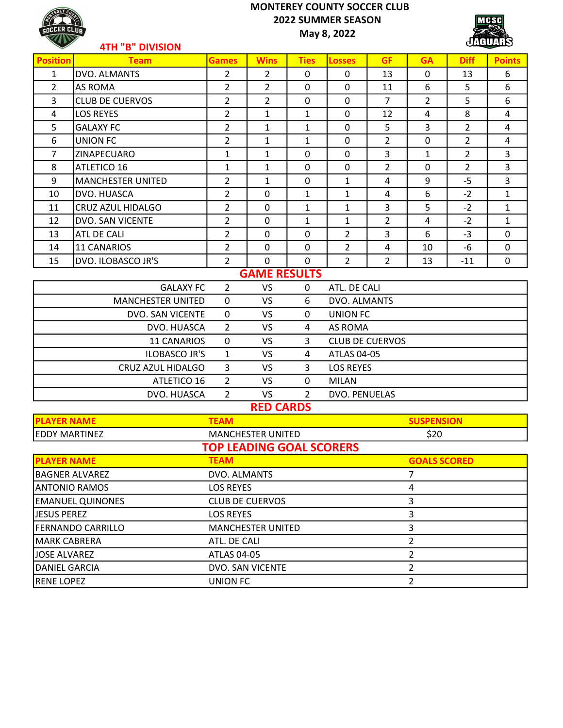# MONTEREY COUNTY SOCCER CLUB
## 2022 SUMMER SEASON
## May 8, 2022

### 4TH "B" DIVISION

| Position | Team | Games | Wins | Ties | Losses | GF | GA | Diff | Points |
|---|---|---|---|---|---|---|---|---|---|
| 1 | DVO. ALMANTS | 2 | 2 | 0 | 0 | 13 | 0 | 13 | 6 |
| 2 | AS ROMA | 2 | 2 | 0 | 0 | 11 | 6 | 5 | 6 |
| 3 | CLUB DE CUERVOS | 2 | 2 | 0 | 0 | 7 | 2 | 5 | 6 |
| 4 | LOS REYES | 2 | 1 | 1 | 0 | 12 | 4 | 8 | 4 |
| 5 | GALAXY FC | 2 | 1 | 1 | 0 | 5 | 3 | 2 | 4 |
| 6 | UNION FC | 2 | 1 | 1 | 0 | 2 | 0 | 2 | 4 |
| 7 | ZINAPECUARO | 1 | 1 | 0 | 0 | 3 | 1 | 2 | 3 |
| 8 | ATLETICO 16 | 1 | 1 | 0 | 0 | 2 | 0 | 2 | 3 |
| 9 | MANCHESTER UNITED | 2 | 1 | 0 | 1 | 4 | 9 | -5 | 3 |
| 10 | DVO. HUASCA | 2 | 0 | 1 | 1 | 4 | 6 | -2 | 1 |
| 11 | CRUZ AZUL HIDALGO | 2 | 0 | 1 | 1 | 3 | 5 | -2 | 1 |
| 12 | DVO. SAN VICENTE | 2 | 0 | 1 | 1 | 2 | 4 | -2 | 1 |
| 13 | ATL DE CALI | 2 | 0 | 0 | 2 | 3 | 6 | -3 | 0 |
| 14 | 11 CANARIOS | 2 | 0 | 0 | 2 | 4 | 10 | -6 | 0 |
| 15 | DVO. ILOBASCO JR'S | 2 | 0 | 0 | 2 | 2 | 13 | -11 | 0 |

## GAME RESULTS

| | | | | |
|---|---|---|---|---|
| GALAXY FC | 2 | VS | 0 | ATL. DE CALI |
| MANCHESTER UNITED | 0 | VS | 6 | DVO. ALMANTS |
| DVO. SAN VICENTE | 0 | VS | 0 | UNION FC |
| DVO. HUASCA | 2 | VS | 4 | AS ROMA |
| 11 CANARIOS | 0 | VS | 3 | CLUB DE CUERVOS |
| ILOBASCO JR'S | 1 | VS | 4 | ATLAS 04-05 |
| CRUZ AZUL HIDALGO | 3 | VS | 3 | LOS REYES |
| ATLETICO 16 | 2 | VS | 0 | MILAN |
| DVO. HUASCA | 2 | VS | 2 | DVO. PENUELAS |

## RED CARDS

| PLAYER NAME | TEAM | SUSPENSION |
|---|---|---|
| EDDY MARTINEZ | MANCHESTER UNITED | $20 |

## TOP LEADING GOAL SCORERS

| PLAYER NAME | TEAM | GOALS SCORED |
|---|---|---|
| BAGNER ALVAREZ | DVO. ALMANTS | 7 |
| ANTONIO RAMOS | LOS REYES | 4 |
| EMANUEL QUINONES | CLUB DE CUERVOS | 3 |
| JESUS PEREZ | LOS REYES | 3 |
| FERNANDO CARRILLO | MANCHESTER UNITED | 3 |
| MARK CABRERA | ATL. DE CALI | 2 |
| JOSE ALVAREZ | ATLAS 04-05 | 2 |
| DANIEL GARCIA | DVO. SAN VICENTE | 2 |
| RENE LOPEZ | UNION FC | 2 |